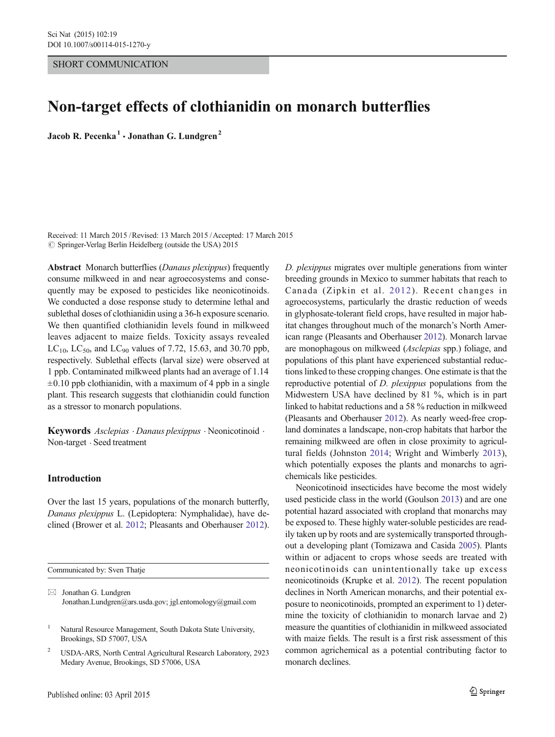SHORT COMMUNICATION

# Non-target effects of clothianidin on monarch butterflies

**Jacob R. Pecenka**[1] **· Jonathan G. Lundgren**[2]

Received: 11 March 2015 / Revised: 13 March 2015 / Accepted: 17 March 2015
© Springer-Verlag Berlin Heidelberg (outside the USA) 2015

**Abstract** Monarch butterflies (*Danaus plexippus*) frequently consume milkweed in and near agroecosystems and consequently may be exposed to pesticides like neonicotinoids. We conducted a dose response study to determine lethal and sublethal doses of clothianidin using a 36-h exposure scenario. We then quantified clothianidin levels found in milkweed leaves adjacent to maize fields. Toxicity assays revealed $LC_{10}$, $LC_{50}$, and $LC_{90}$ values of 7.72, 15.63, and 30.70 ppb, respectively. Sublethal effects (larval size) were observed at 1 ppb. Contaminated milkweed plants had an average of $1.14 \pm 0.10$ ppb clothianidin, with a maximum of 4 ppb in a single plant. This research suggests that clothianidin could function as a stressor to monarch populations.

**Keywords** *Asclepias* · *Danaus plexippus* · Neonicotinoid · Non-target · Seed treatment

## Introduction

Over the last 15 years, populations of the monarch butterfly, *Danaus plexippus* L. (Lepidoptera: Nymphalidae), have declined (Brower et al. 2012; Pleasants and Oberhauser 2012). *D. plexippus* migrates over multiple generations from winter breeding grounds in Mexico to summer habitats that reach to Canada (Zipkin et al. 2012). Recent changes in agroecosystems, particularly the drastic reduction of weeds in glyphosate-tolerant field crops, have resulted in major habitat changes throughout much of the monarch's North American range (Pleasants and Oberhauser 2012). Monarch larvae are monophagous on milkweed (*Asclepias* spp.) foliage, and populations of this plant have experienced substantial reductions linked to these cropping changes. One estimate is that the reproductive potential of *D. plexippus* populations from the Midwestern USA have declined by 81 %, which is in part linked to habitat reductions and a 58 % reduction in milkweed (Pleasants and Oberhauser 2012). As nearly weed-free cropland dominates a landscape, non-crop habitats that harbor the remaining milkweed are often in close proximity to agricultural fields (Johnston 2014; Wright and Wimberly 2013), which potentially exposes the plants and monarchs to agrichemicals like pesticides.

Neonicotinoid insecticides have become the most widely used pesticide class in the world (Goulson 2013) and are one potential hazard associated with cropland that monarchs may be exposed to. These highly water-soluble pesticides are readily taken up by roots and are systemically transported throughout a developing plant (Tomizawa and Casida 2005). Plants within or adjacent to crops whose seeds are treated with neonicotinoids can unintentionally take up excess neonicotinoids (Krupke et al. 2012). The recent population declines in North American monarchs, and their potential exposure to neonicotinoids, prompted an experiment to 1) determine the toxicity of clothianidin to monarch larvae and 2) measure the quantities of clothianidin in milkweed associated with maize fields. The result is a first risk assessment of this common agrichemical as a potential contributing factor to monarch declines.

Communicated by: Sven Thatje

✉ Jonathan G. Lundgren
Jonathan.Lundgren@ars.usda.gov; jgl.entomology@gmail.com

[1] Natural Resource Management, South Dakota State University, Brookings, SD 57007, USA

[2] USDA-ARS, North Central Agricultural Research Laboratory, 2923 Medary Avenue, Brookings, SD 57006, USA

Published online: 03 April 2015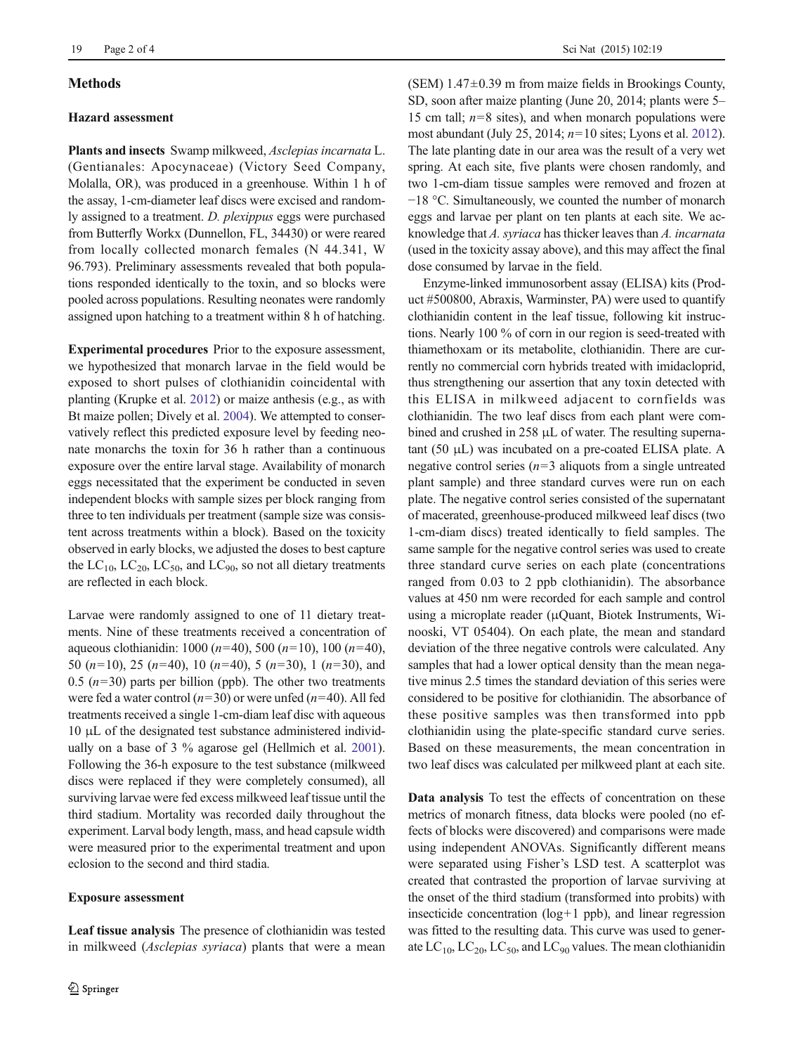## Methods

### Hazard assessment

**Plants and insects** Swamp milkweed, *Asclepias incarnata* L. (Gentianales: Apocynaceae) (Victory Seed Company, Molalla, OR), was produced in a greenhouse. Within 1 h of the assay, 1-cm-diameter leaf discs were excised and randomly assigned to a treatment. *D. plexippus* eggs were purchased from Butterfly Workx (Dunnellon, FL, 34430) or were reared from locally collected monarch females (N 44.341, W 96.793). Preliminary assessments revealed that both populations responded identically to the toxin, and so blocks were pooled across populations. Resulting neonates were randomly assigned upon hatching to a treatment within 8 h of hatching.

**Experimental procedures** Prior to the exposure assessment, we hypothesized that monarch larvae in the field would be exposed to short pulses of clothianidin coincidental with planting (Krupke et al. 2012) or maize anthesis (e.g., as with Bt maize pollen; Dively et al. 2004). We attempted to conservatively reflect this predicted exposure level by feeding neonate monarchs the toxin for 36 h rather than a continuous exposure over the entire larval stage. Availability of monarch eggs necessitated that the experiment be conducted in seven independent blocks with sample sizes per block ranging from three to ten individuals per treatment (sample size was consistent across treatments within a block). Based on the toxicity observed in early blocks, we adjusted the doses to best capture the $LC_{10}$, $LC_{20}$, $LC_{50}$, and $LC_{90}$, so not all dietary treatments are reflected in each block.

Larvae were randomly assigned to one of 11 dietary treatments. Nine of these treatments received a concentration of aqueous clothianidin: 1000 ($n$=40), 500 ($n$=10), 100 ($n$=40), 50 ($n$=10), 25 ($n$=40), 10 ($n$=40), 5 ($n$=30), 1 ($n$=30), and 0.5 ($n$=30) parts per billion (ppb). The other two treatments were fed a water control ($n$=30) or were unfed ($n$=40). All fed treatments received a single 1-cm-diam leaf disc with aqueous 10 μL of the designated test substance administered individually on a base of 3 % agarose gel (Hellmich et al. 2001). Following the 36-h exposure to the test substance (milkweed discs were replaced if they were completely consumed), all surviving larvae were fed excess milkweed leaf tissue until the third stadium. Mortality was recorded daily throughout the experiment. Larval body length, mass, and head capsule width were measured prior to the experimental treatment and upon eclosion to the second and third stadia.

### Exposure assessment

**Leaf tissue analysis** The presence of clothianidin was tested in milkweed (*Asclepias syriaca*) plants that were a mean (SEM) 1.47±0.39 m from maize fields in Brookings County, SD, soon after maize planting (June 20, 2014; plants were 5–15 cm tall; $n$=8 sites), and when monarch populations were most abundant (July 25, 2014; $n$=10 sites; Lyons et al. 2012). The late planting date in our area was the result of a very wet spring. At each site, five plants were chosen randomly, and two 1-cm-diam tissue samples were removed and frozen at −18 °C. Simultaneously, we counted the number of monarch eggs and larvae per plant on ten plants at each site. We acknowledge that *A. syriaca* has thicker leaves than *A. incarnata* (used in the toxicity assay above), and this may affect the final dose consumed by larvae in the field.

Enzyme-linked immunosorbent assay (ELISA) kits (Product #500800, Abraxis, Warminster, PA) were used to quantify clothianidin content in the leaf tissue, following kit instructions. Nearly 100 % of corn in our region is seed-treated with thiamethoxam or its metabolite, clothianidin. There are currently no commercial corn hybrids treated with imidacloprid, thus strengthening our assertion that any toxin detected with this ELISA in milkweed adjacent to cornfields was clothianidin. The two leaf discs from each plant were combined and crushed in 258 μL of water. The resulting supernatant (50 μL) was incubated on a pre-coated ELISA plate. A negative control series ($n$=3 aliquots from a single untreated plant sample) and three standard curves were run on each plate. The negative control series consisted of the supernatant of macerated, greenhouse-produced milkweed leaf discs (two 1-cm-diam discs) treated identically to field samples. The same sample for the negative control series was used to create three standard curve series on each plate (concentrations ranged from 0.03 to 2 ppb clothianidin). The absorbance values at 450 nm were recorded for each sample and control using a microplate reader (μQuant, Biotek Instruments, Winooski, VT 05404). On each plate, the mean and standard deviation of the three negative controls were calculated. Any samples that had a lower optical density than the mean negative minus 2.5 times the standard deviation of this series were considered to be positive for clothianidin. The absorbance of these positive samples was then transformed into ppb clothianidin using the plate-specific standard curve series. Based on these measurements, the mean concentration in two leaf discs was calculated per milkweed plant at each site.

**Data analysis** To test the effects of concentration on these metrics of monarch fitness, data blocks were pooled (no effects of blocks were discovered) and comparisons were made using independent ANOVAs. Significantly different means were separated using Fisher's LSD test. A scatterplot was created that contrasted the proportion of larvae surviving at the onset of the third stadium (transformed into probits) with insecticide concentration (log+1 ppb), and linear regression was fitted to the resulting data. This curve was used to generate $LC_{10}$, $LC_{20}$, $LC_{50}$, and $LC_{90}$ values. The mean clothianidin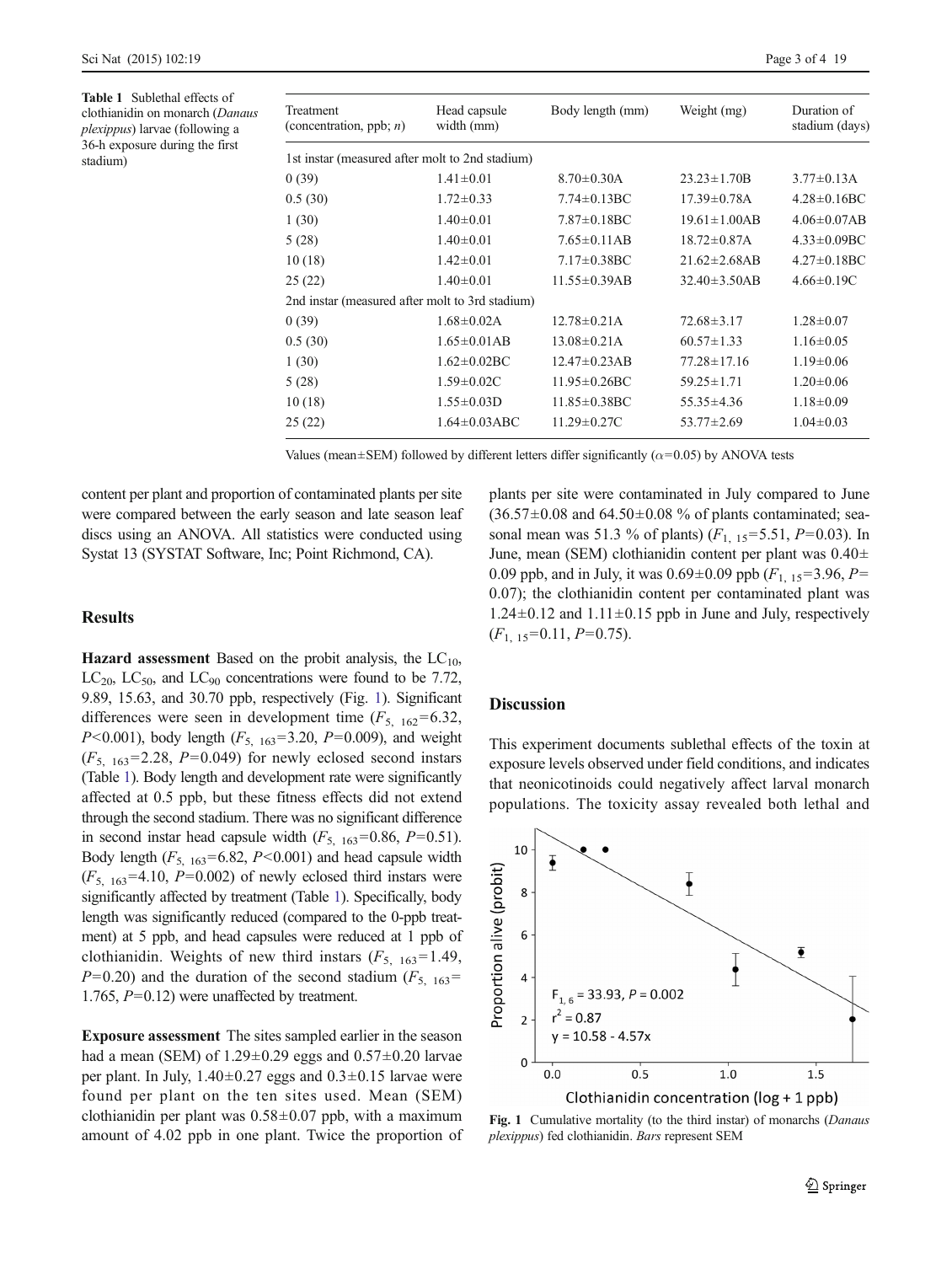**Table 1** Sublethal effects of clothianidin on monarch (*Danaus plexippus*) larvae (following a 36-h exposure during the first stadium)

| Treatment (concentration, ppb; *n*) | Head capsule width (mm) | Body length (mm) | Weight (mg) | Duration of stadium (days) |
|---|---|---|---|---|
| 1st instar (measured after molt to 2nd stadium) | | | | |
| 0 (39) | 1.41±0.01 | 8.70±0.30A | 23.23±1.70B | 3.77±0.13A |
| 0.5 (30) | 1.72±0.33 | 7.74±0.13BC | 17.39±0.78A | 4.28±0.16BC |
| 1 (30) | 1.40±0.01 | 7.87±0.18BC | 19.61±1.00AB | 4.06±0.07AB |
| 5 (28) | 1.40±0.01 | 7.65±0.11AB | 18.72±0.87A | 4.33±0.09BC |
| 10 (18) | 1.42±0.01 | 7.17±0.38BC | 21.62±2.68AB | 4.27±0.18BC |
| 25 (22) | 1.40±0.01 | 11.55±0.39AB | 32.40±3.50AB | 4.66±0.19C |
| 2nd instar (measured after molt to 3rd stadium) | | | | |
| 0 (39) | 1.68±0.02A | 12.78±0.21A | 72.68±3.17 | 1.28±0.07 |
| 0.5 (30) | 1.65±0.01AB | 13.08±0.21A | 60.57±1.33 | 1.16±0.05 |
| 1 (30) | 1.62±0.02BC | 12.47±0.23AB | 77.28±17.16 | 1.19±0.06 |
| 5 (28) | 1.59±0.02C | 11.95±0.26BC | 59.25±1.71 | 1.20±0.06 |
| 10 (18) | 1.55±0.03D | 11.85±0.38BC | 55.35±4.36 | 1.18±0.09 |
| 25 (22) | 1.64±0.03ABC | 11.29±0.27C | 53.77±2.69 | 1.04±0.03 |

Values (mean±SEM) followed by different letters differ significantly ($\alpha$=0.05) by ANOVA tests

content per plant and proportion of contaminated plants per site were compared between the early season and late season leaf discs using an ANOVA. All statistics were conducted using Systat 13 (SYSTAT Software, Inc; Point Richmond, CA).

## Results

**Hazard assessment** Based on the probit analysis, the $LC_{10}$, $LC_{20}$, $LC_{50}$, and $LC_{90}$ concentrations were found to be 7.72, 9.89, 15.63, and 30.70 ppb, respectively (Fig. 1). Significant differences were seen in development time ($F_{5,\ 162}$=6.32, $P$<0.001), body length ($F_{5,\ 163}$=3.20, $P$=0.009), and weight ($F_{5,\ 163}$=2.28, $P$=0.049) for newly eclosed second instars (Table 1). Body length and development rate were significantly affected at 0.5 ppb, but these fitness effects did not extend through the second stadium. There was no significant difference in second instar head capsule width ($F_{5,\ 163}$=0.86, $P$=0.51). Body length ($F_{5,\ 163}$=6.82, $P$<0.001) and head capsule width ($F_{5,\ 163}$=4.10, $P$=0.002) of newly eclosed third instars were significantly affected by treatment (Table 1). Specifically, body length was significantly reduced (compared to the 0-ppb treatment) at 5 ppb, and head capsules were reduced at 1 ppb of clothianidin. Weights of new third instars ($F_{5,\ 163}$=1.49, $P$=0.20) and the duration of the second stadium ($F_{5,\ 163}$= 1.765, $P$=0.12) were unaffected by treatment.

**Exposure assessment** The sites sampled earlier in the season had a mean (SEM) of 1.29±0.29 eggs and 0.57±0.20 larvae per plant. In July, 1.40±0.27 eggs and 0.3±0.15 larvae were found per plant on the ten sites used. Mean (SEM) clothianidin per plant was 0.58±0.07 ppb, with a maximum amount of 4.02 ppb in one plant. Twice the proportion of plants per site were contaminated in July compared to June (36.57±0.08 and 64.50±0.08 % of plants contaminated; seasonal mean was 51.3 % of plants) ($F_{1,\ 15}$=5.51, $P$=0.03). In June, mean (SEM) clothianidin content per plant was 0.40± 0.09 ppb, and in July, it was 0.69±0.09 ppb ($F_{1,\ 15}$=3.96, $P$= 0.07); the clothianidin content per contaminated plant was 1.24±0.12 and 1.11±0.15 ppb in June and July, respectively ($F_{1,\ 15}$=0.11, $P$=0.75).

## Discussion

This experiment documents sublethal effects of the toxin at exposure levels observed under field conditions, and indicates that neonicotinoids could negatively affect larval monarch populations. The toxicity assay revealed both lethal and

**Fig. 1** Cumulative mortality (to the third instar) of monarchs (*Danaus plexippus*) fed clothianidin. *Bars* represent SEM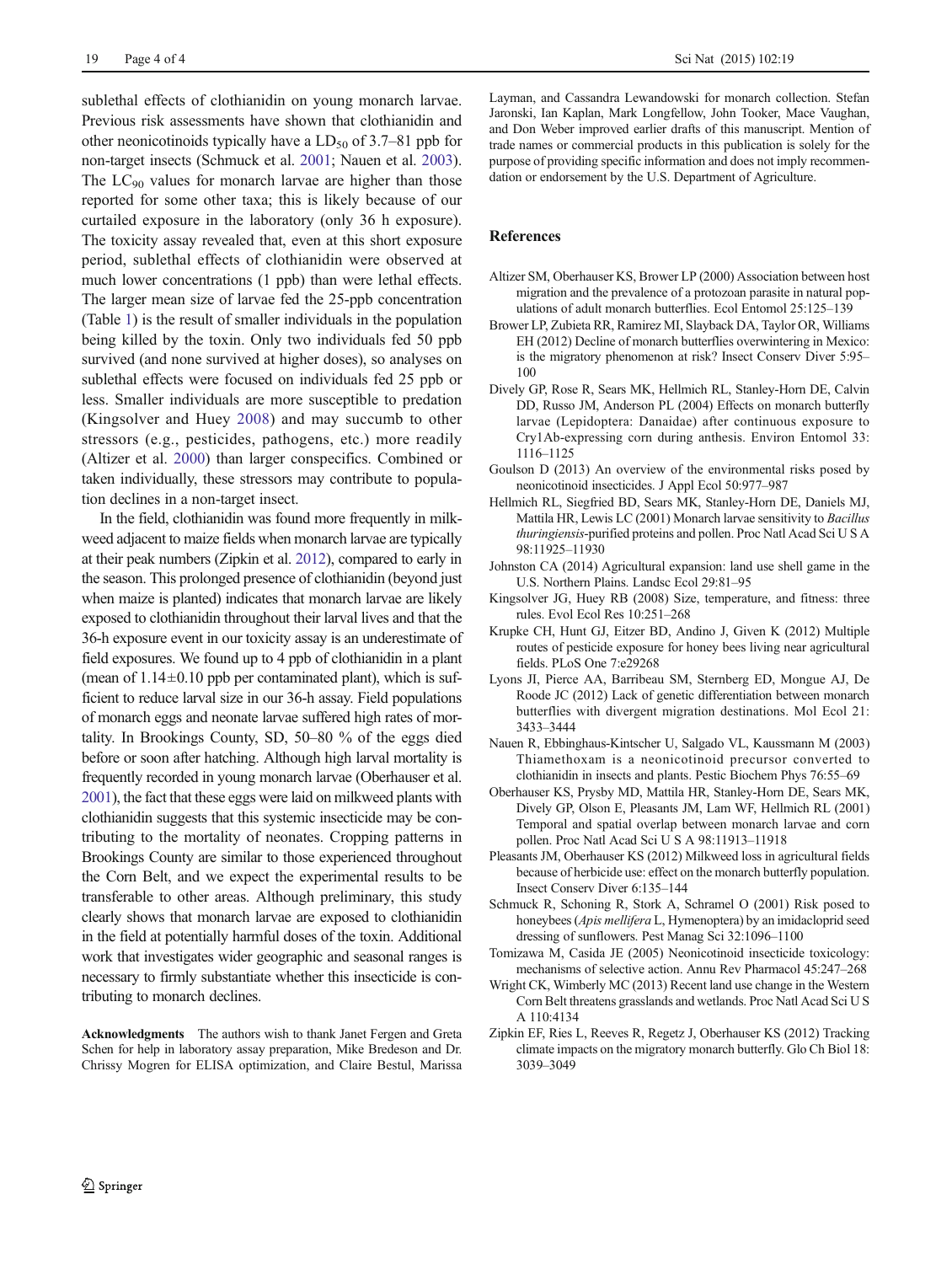sublethal effects of clothianidin on young monarch larvae. Previous risk assessments have shown that clothianidin and other neonicotinoids typically have a $LD_{50}$ of 3.7–81 ppb for non-target insects (Schmuck et al. 2001; Nauen et al. 2003). The $LC_{90}$ values for monarch larvae are higher than those reported for some other taxa; this is likely because of our curtailed exposure in the laboratory (only 36 h exposure). The toxicity assay revealed that, even at this short exposure period, sublethal effects of clothianidin were observed at much lower concentrations (1 ppb) than were lethal effects. The larger mean size of larvae fed the 25-ppb concentration (Table 1) is the result of smaller individuals in the population being killed by the toxin. Only two individuals fed 50 ppb survived (and none survived at higher doses), so analyses on sublethal effects were focused on individuals fed 25 ppb or less. Smaller individuals are more susceptible to predation (Kingsolver and Huey 2008) and may succumb to other stressors (e.g., pesticides, pathogens, etc.) more readily (Altizer et al. 2000) than larger conspecifics. Combined or taken individually, these stressors may contribute to population declines in a non-target insect.

In the field, clothianidin was found more frequently in milkweed adjacent to maize fields when monarch larvae are typically at their peak numbers (Zipkin et al. 2012), compared to early in the season. This prolonged presence of clothianidin (beyond just when maize is planted) indicates that monarch larvae are likely exposed to clothianidin throughout their larval lives and that the 36-h exposure event in our toxicity assay is an underestimate of field exposures. We found up to 4 ppb of clothianidin in a plant (mean of $1.14 \pm 0.10$ ppb per contaminated plant), which is sufficient to reduce larval size in our 36-h assay. Field populations of monarch eggs and neonate larvae suffered high rates of mortality. In Brookings County, SD, 50–80 % of the eggs died before or soon after hatching. Although high larval mortality is frequently recorded in young monarch larvae (Oberhauser et al. 2001), the fact that these eggs were laid on milkweed plants with clothianidin suggests that this systemic insecticide may be contributing to the mortality of neonates. Cropping patterns in Brookings County are similar to those experienced throughout the Corn Belt, and we expect the experimental results to be transferable to other areas. Although preliminary, this study clearly shows that monarch larvae are exposed to clothianidin in the field at potentially harmful doses of the toxin. Additional work that investigates wider geographic and seasonal ranges is necessary to firmly substantiate whether this insecticide is contributing to monarch declines.

**Acknowledgments** The authors wish to thank Janet Fergen and Greta Schen for help in laboratory assay preparation, Mike Bredeson and Dr. Chrissy Mogren for ELISA optimization, and Claire Bestul, Marissa Layman, and Cassandra Lewandowski for monarch collection. Stefan Jaronski, Ian Kaplan, Mark Longfellow, John Tooker, Mace Vaughan, and Don Weber improved earlier drafts of this manuscript. Mention of trade names or commercial products in this publication is solely for the purpose of providing specific information and does not imply recommendation or endorsement by the U.S. Department of Agriculture.

## References

Altizer SM, Oberhauser KS, Brower LP (2000) Association between host migration and the prevalence of a protozoan parasite in natural populations of adult monarch butterflies. Ecol Entomol 25:125–139

Brower LP, Zubieta RR, Ramirez MI, Slayback DA, Taylor OR, Williams EH (2012) Decline of monarch butterflies overwintering in Mexico: is the migratory phenomenon at risk? Insect Conserv Diver 5:95–100

Dively GP, Rose R, Sears MK, Hellmich RL, Stanley-Horn DE, Calvin DD, Russo JM, Anderson PL (2004) Effects on monarch butterfly larvae (Lepidoptera: Danaidae) after continuous exposure to Cry1Ab-expressing corn during anthesis. Environ Entomol 33: 1116–1125

Goulson D (2013) An overview of the environmental risks posed by neonicotinoid insecticides. J Appl Ecol 50:977–987

Hellmich RL, Siegfried BD, Sears MK, Stanley-Horn DE, Daniels MJ, Mattila HR, Lewis LC (2001) Monarch larvae sensitivity to *Bacillus thuringiensis*-purified proteins and pollen. Proc Natl Acad Sci U S A 98:11925–11930

Johnston CA (2014) Agricultural expansion: land use shell game in the U.S. Northern Plains. Landsc Ecol 29:81–95

Kingsolver JG, Huey RB (2008) Size, temperature, and fitness: three rules. Evol Ecol Res 10:251–268

Krupke CH, Hunt GJ, Eitzer BD, Andino J, Given K (2012) Multiple routes of pesticide exposure for honey bees living near agricultural fields. PLoS One 7:e29268

Lyons JI, Pierce AA, Barribeau SM, Sternberg ED, Mongue AJ, De Roode JC (2012) Lack of genetic differentiation between monarch butterflies with divergent migration destinations. Mol Ecol 21: 3433–3444

Nauen R, Ebbinghaus-Kintscher U, Salgado VL, Kaussmann M (2003) Thiamethoxam is a neonicotinoid precursor converted to clothianidin in insects and plants. Pestic Biochem Phys 76:55–69

Oberhauser KS, Prysby MD, Mattila HR, Stanley-Horn DE, Sears MK, Dively GP, Olson E, Pleasants JM, Lam WF, Hellmich RL (2001) Temporal and spatial overlap between monarch larvae and corn pollen. Proc Natl Acad Sci U S A 98:11913–11918

Pleasants JM, Oberhauser KS (2012) Milkweed loss in agricultural fields because of herbicide use: effect on the monarch butterfly population. Insect Conserv Diver 6:135–144

Schmuck R, Schoning R, Stork A, Schramel O (2001) Risk posed to honeybees (*Apis mellifera* L, Hymenoptera) by an imidacloprid seed dressing of sunflowers. Pest Manag Sci 32:1096–1100

Tomizawa M, Casida JE (2005) Neonicotinoid insecticide toxicology: mechanisms of selective action. Annu Rev Pharmacol 45:247–268

Wright CK, Wimberly MC (2013) Recent land use change in the Western Corn Belt threatens grasslands and wetlands. Proc Natl Acad Sci U S A 110:4134

Zipkin EF, Ries L, Reeves R, Regetz J, Oberhauser KS (2012) Tracking climate impacts on the migratory monarch butterfly. Glo Ch Biol 18: 3039–3049